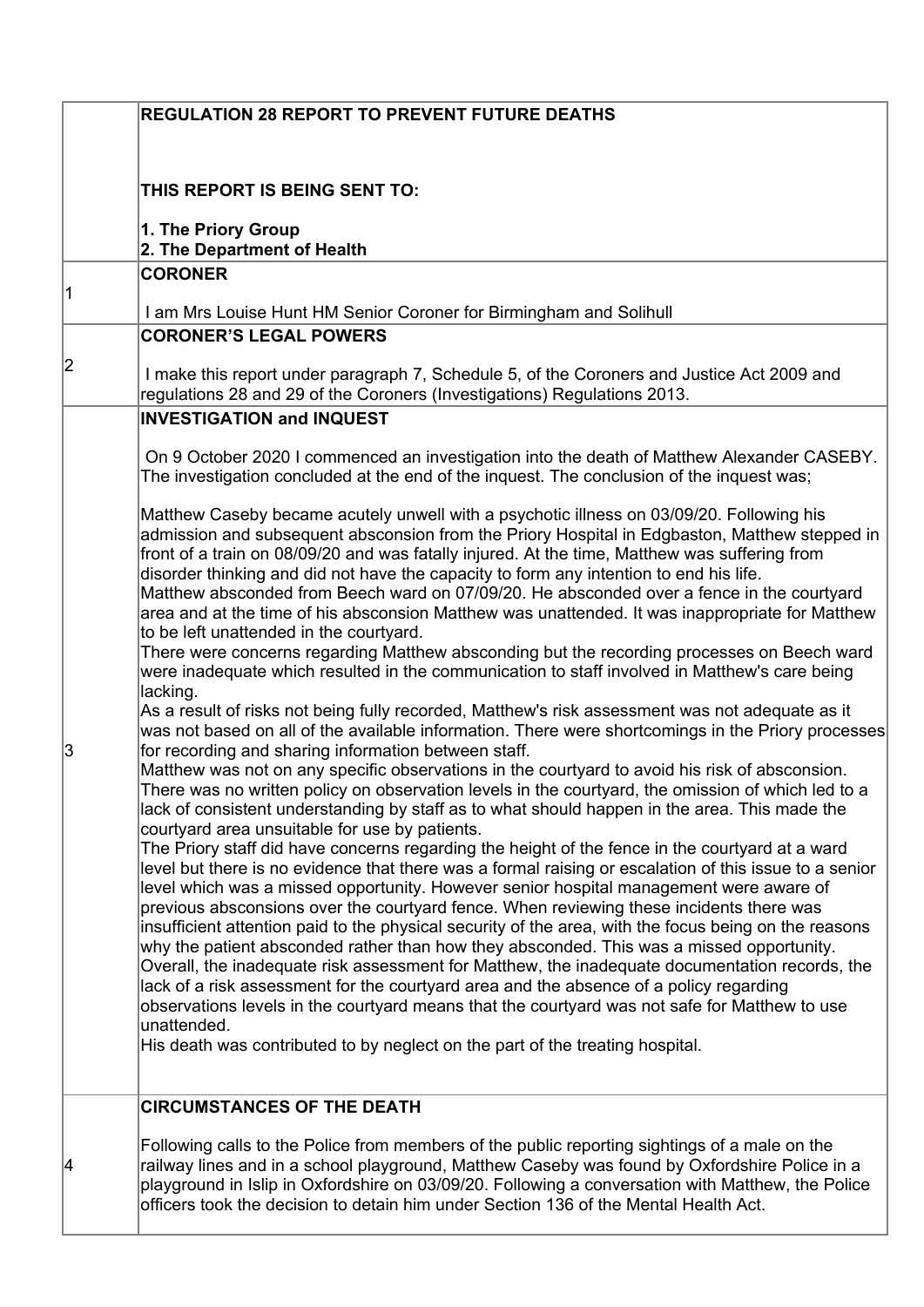## REGULATION 28 REPORT TO PREVENT FUTURE DEATHS

**THIS REPORT IS BEING SENT TO:**

**1. The Priory Group**
**2. The Department of Health**

| | |
|---|---|
| 1 | **CORONER**<br><br>I am Mrs Louise Hunt HM Senior Coroner for Birmingham and Solihull |
| 2 | **CORONER'S LEGAL POWERS**<br><br>I make this report under paragraph 7, Schedule 5, of the Coroners and Justice Act 2009 and regulations 28 and 29 of the Coroners (Investigations) Regulations 2013. |
| 3 | **INVESTIGATION and INQUEST**<br><br>On 9 October 2020 I commenced an investigation into the death of Matthew Alexander CASEBY. The investigation concluded at the end of the inquest. The conclusion of the inquest was;<br><br>Matthew Caseby became acutely unwell with a psychotic illness on 03/09/20. Following his admission and subsequent absconsion from the Priory Hospital in Edgbaston, Matthew stepped in front of a train on 08/09/20 and was fatally injured. At the time, Matthew was suffering from disorder thinking and did not have the capacity to form any intention to end his life.<br>Matthew absconded from Beech ward on 07/09/20. He absconded over a fence in the courtyard area and at the time of his absconsion Matthew was unattended. It was inappropriate for Matthew to be left unattended in the courtyard.<br>There were concerns regarding Matthew absconding but the recording processes on Beech ward were inadequate which resulted in the communication to staff involved in Matthew's care being lacking.<br>As a result of risks not being fully recorded, Matthew's risk assessment was not adequate as it was not based on all of the available information. There were shortcomings in the Priory processes for recording and sharing information between staff.<br>Matthew was not on any specific observations in the courtyard to avoid his risk of absconsion. There was no written policy on observation levels in the courtyard, the omission of which led to a lack of consistent understanding by staff as to what should happen in the area. This made the courtyard area unsuitable for use by patients.<br>The Priory staff did have concerns regarding the height of the fence in the courtyard at a ward level but there is no evidence that there was a formal raising or escalation of this issue to a senior level which was a missed opportunity. However senior hospital management were aware of previous absconsions over the courtyard fence. When reviewing these incidents there was insufficient attention paid to the physical security of the area, with the focus being on the reasons why the patient absconded rather than how they absconded. This was a missed opportunity.<br>Overall, the inadequate risk assessment for Matthew, the inadequate documentation records, the lack of a risk assessment for the courtyard area and the absence of a policy regarding observations levels in the courtyard means that the courtyard was not safe for Matthew to use unattended.<br>His death was contributed to by neglect on the part of the treating hospital. |
| 4 | **CIRCUMSTANCES OF THE DEATH**<br><br>Following calls to the Police from members of the public reporting sightings of a male on the railway lines and in a school playground, Matthew Caseby was found by Oxfordshire Police in a playground in Islip in Oxfordshire on 03/09/20. Following a conversation with Matthew, the Police officers took the decision to detain him under Section 136 of the Mental Health Act. |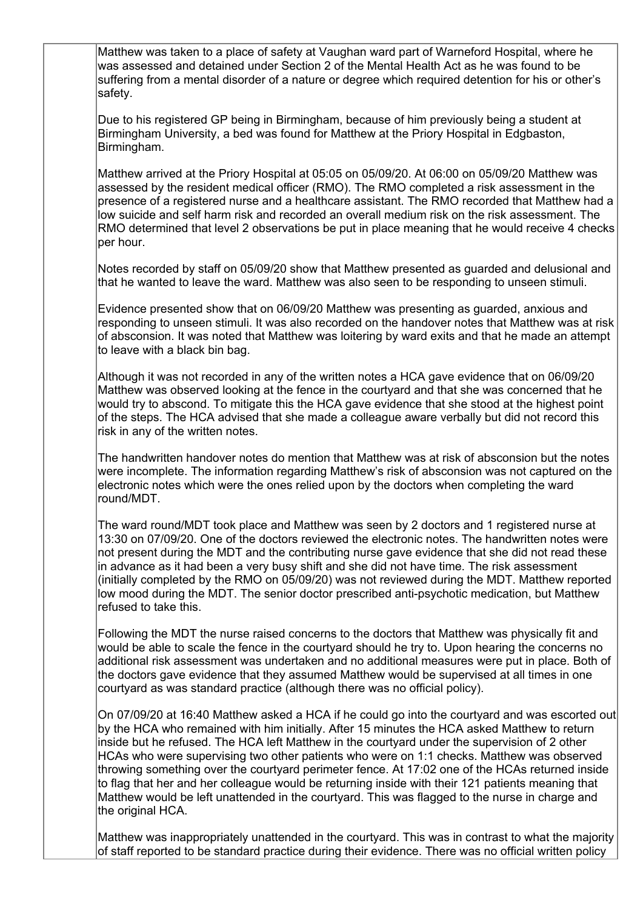Matthew was taken to a place of safety at Vaughan ward part of Warneford Hospital, where he was assessed and detained under Section 2 of the Mental Health Act as he was found to be suffering from a mental disorder of a nature or degree which required detention for his or other's safety.

Due to his registered GP being in Birmingham, because of him previously being a student at Birmingham University, a bed was found for Matthew at the Priory Hospital in Edgbaston, Birmingham.

Matthew arrived at the Priory Hospital at 05:05 on 05/09/20. At 06:00 on 05/09/20 Matthew was assessed by the resident medical officer (RMO). The RMO completed a risk assessment in the presence of a registered nurse and a healthcare assistant. The RMO recorded that Matthew had a low suicide and self harm risk and recorded an overall medium risk on the risk assessment. The RMO determined that level 2 observations be put in place meaning that he would receive 4 checks per hour.

Notes recorded by staff on 05/09/20 show that Matthew presented as guarded and delusional and that he wanted to leave the ward. Matthew was also seen to be responding to unseen stimuli.

Evidence presented show that on 06/09/20 Matthew was presenting as guarded, anxious and responding to unseen stimuli. It was also recorded on the handover notes that Matthew was at risk of absconsion. It was noted that Matthew was loitering by ward exits and that he made an attempt to leave with a black bin bag.

Although it was not recorded in any of the written notes a HCA gave evidence that on 06/09/20 Matthew was observed looking at the fence in the courtyard and that she was concerned that he would try to abscond. To mitigate this the HCA gave evidence that she stood at the highest point of the steps. The HCA advised that she made a colleague aware verbally but did not record this risk in any of the written notes.

The handwritten handover notes do mention that Matthew was at risk of absconsion but the notes were incomplete. The information regarding Matthew's risk of absconsion was not captured on the electronic notes which were the ones relied upon by the doctors when completing the ward round/MDT.

The ward round/MDT took place and Matthew was seen by 2 doctors and 1 registered nurse at 13:30 on 07/09/20. One of the doctors reviewed the electronic notes. The handwritten notes were not present during the MDT and the contributing nurse gave evidence that she did not read these in advance as it had been a very busy shift and she did not have time. The risk assessment (initially completed by the RMO on 05/09/20) was not reviewed during the MDT. Matthew reported low mood during the MDT. The senior doctor prescribed anti-psychotic medication, but Matthew refused to take this.

Following the MDT the nurse raised concerns to the doctors that Matthew was physically fit and would be able to scale the fence in the courtyard should he try to. Upon hearing the concerns no additional risk assessment was undertaken and no additional measures were put in place. Both of the doctors gave evidence that they assumed Matthew would be supervised at all times in one courtyard as was standard practice (although there was no official policy).

On 07/09/20 at 16:40 Matthew asked a HCA if he could go into the courtyard and was escorted out by the HCA who remained with him initially. After 15 minutes the HCA asked Matthew to return inside but he refused. The HCA left Matthew in the courtyard under the supervision of 2 other HCAs who were supervising two other patients who were on 1:1 checks. Matthew was observed throwing something over the courtyard perimeter fence. At 17:02 one of the HCAs returned inside to flag that her and her colleague would be returning inside with their 121 patients meaning that Matthew would be left unattended in the courtyard. This was flagged to the nurse in charge and the original HCA.

Matthew was inappropriately unattended in the courtyard. This was in contrast to what the majority of staff reported to be standard practice during their evidence. There was no official written policy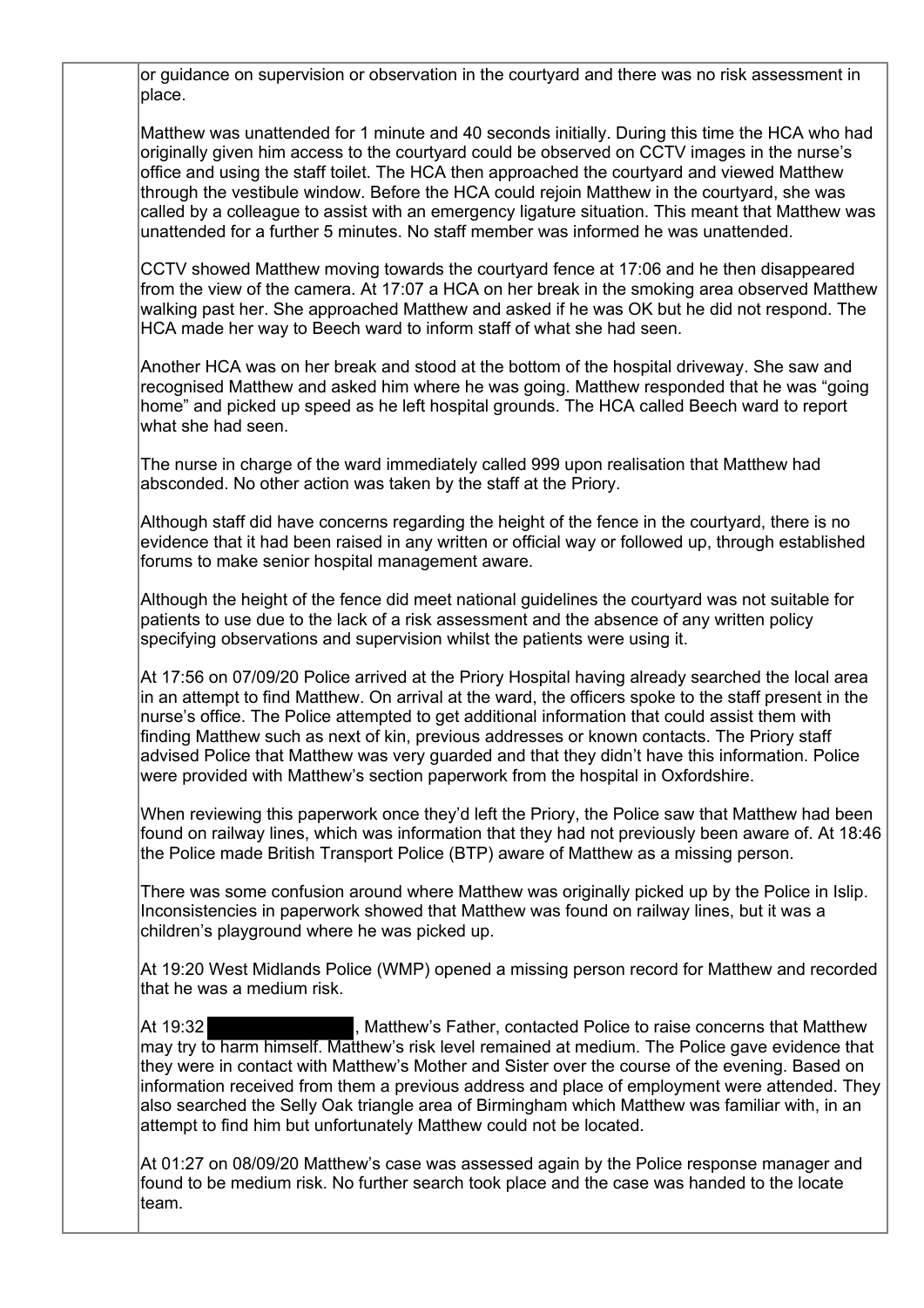or guidance on supervision or observation in the courtyard and there was no risk assessment in place.

Matthew was unattended for 1 minute and 40 seconds initially. During this time the HCA who had originally given him access to the courtyard could be observed on CCTV images in the nurse's office and using the staff toilet. The HCA then approached the courtyard and viewed Matthew through the vestibule window. Before the HCA could rejoin Matthew in the courtyard, she was called by a colleague to assist with an emergency ligature situation. This meant that Matthew was unattended for a further 5 minutes. No staff member was informed he was unattended.

CCTV showed Matthew moving towards the courtyard fence at 17:06 and he then disappeared from the view of the camera. At 17:07 a HCA on her break in the smoking area observed Matthew walking past her. She approached Matthew and asked if he was OK but he did not respond. The HCA made her way to Beech ward to inform staff of what she had seen.

Another HCA was on her break and stood at the bottom of the hospital driveway. She saw and recognised Matthew and asked him where he was going. Matthew responded that he was "going home" and picked up speed as he left hospital grounds. The HCA called Beech ward to report what she had seen.

The nurse in charge of the ward immediately called 999 upon realisation that Matthew had absconded. No other action was taken by the staff at the Priory.

Although staff did have concerns regarding the height of the fence in the courtyard, there is no evidence that it had been raised in any written or official way or followed up, through established forums to make senior hospital management aware.

Although the height of the fence did meet national guidelines the courtyard was not suitable for patients to use due to the lack of a risk assessment and the absence of any written policy specifying observations and supervision whilst the patients were using it.

At 17:56 on 07/09/20 Police arrived at the Priory Hospital having already searched the local area in an attempt to find Matthew. On arrival at the ward, the officers spoke to the staff present in the nurse's office. The Police attempted to get additional information that could assist them with finding Matthew such as next of kin, previous addresses or known contacts. The Priory staff advised Police that Matthew was very guarded and that they didn't have this information. Police were provided with Matthew's section paperwork from the hospital in Oxfordshire.

When reviewing this paperwork once they'd left the Priory, the Police saw that Matthew had been found on railway lines, which was information that they had not previously been aware of. At 18:46 the Police made British Transport Police (BTP) aware of Matthew as a missing person.

There was some confusion around where Matthew was originally picked up by the Police in Islip. Inconsistencies in paperwork showed that Matthew was found on railway lines, but it was a children's playground where he was picked up.

At 19:20 West Midlands Police (WMP) opened a missing person record for Matthew and recorded that he was a medium risk.

At 19:32 [REDACTED], Matthew's Father, contacted Police to raise concerns that Matthew may try to harm himself. Matthew's risk level remained at medium. The Police gave evidence that they were in contact with Matthew's Mother and Sister over the course of the evening. Based on information received from them a previous address and place of employment were attended. They also searched the Selly Oak triangle area of Birmingham which Matthew was familiar with, in an attempt to find him but unfortunately Matthew could not be located.

At 01:27 on 08/09/20 Matthew's case was assessed again by the Police response manager and found to be medium risk. No further search took place and the case was handed to the locate team.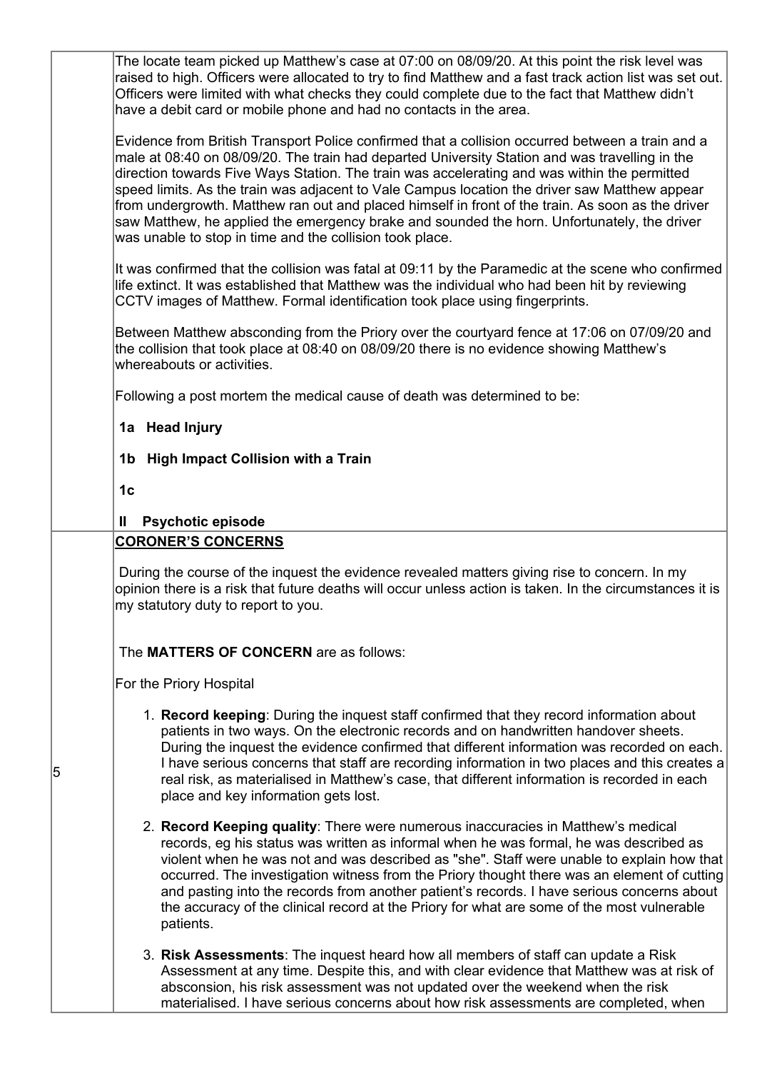The locate team picked up Matthew's case at 07:00 on 08/09/20. At this point the risk level was raised to high. Officers were allocated to try to find Matthew and a fast track action list was set out. Officers were limited with what checks they could complete due to the fact that Matthew didn't have a debit card or mobile phone and had no contacts in the area.

Evidence from British Transport Police confirmed that a collision occurred between a train and a male at 08:40 on 08/09/20. The train had departed University Station and was travelling in the direction towards Five Ways Station. The train was accelerating and was within the permitted speed limits. As the train was adjacent to Vale Campus location the driver saw Matthew appear from undergrowth. Matthew ran out and placed himself in front of the train. As soon as the driver saw Matthew, he applied the emergency brake and sounded the horn. Unfortunately, the driver was unable to stop in time and the collision took place.

It was confirmed that the collision was fatal at 09:11 by the Paramedic at the scene who confirmed life extinct. It was established that Matthew was the individual who had been hit by reviewing CCTV images of Matthew. Formal identification took place using fingerprints.

Between Matthew absconding from the Priory over the courtyard fence at 17:06 on 07/09/20 and the collision that took place at 08:40 on 08/09/20 there is no evidence showing Matthew's whereabouts or activities.

Following a post mortem the medical cause of death was determined to be:

**1a Head Injury**

**1b High Impact Collision with a Train**

**1c**

**II Psychotic episode**

5

**CORONER'S CONCERNS**

During the course of the inquest the evidence revealed matters giving rise to concern. In my opinion there is a risk that future deaths will occur unless action is taken. In the circumstances it is my statutory duty to report to you.

The **MATTERS OF CONCERN** are as follows:

For the Priory Hospital

1. **Record keeping**: During the inquest staff confirmed that they record information about patients in two ways. On the electronic records and on handwritten handover sheets. During the inquest the evidence confirmed that different information was recorded on each. I have serious concerns that staff are recording information in two places and this creates a real risk, as materialised in Matthew's case, that different information is recorded in each place and key information gets lost.

2. **Record Keeping quality**: There were numerous inaccuracies in Matthew's medical records, eg his status was written as informal when he was formal, he was described as violent when he was not and was described as "she". Staff were unable to explain how that occurred. The investigation witness from the Priory thought there was an element of cutting and pasting into the records from another patient's records. I have serious concerns about the accuracy of the clinical record at the Priory for what are some of the most vulnerable patients.

3. **Risk Assessments**: The inquest heard how all members of staff can update a Risk Assessment at any time. Despite this, and with clear evidence that Matthew was at risk of absconsion, his risk assessment was not updated over the weekend when the risk materialised. I have serious concerns about how risk assessments are completed, when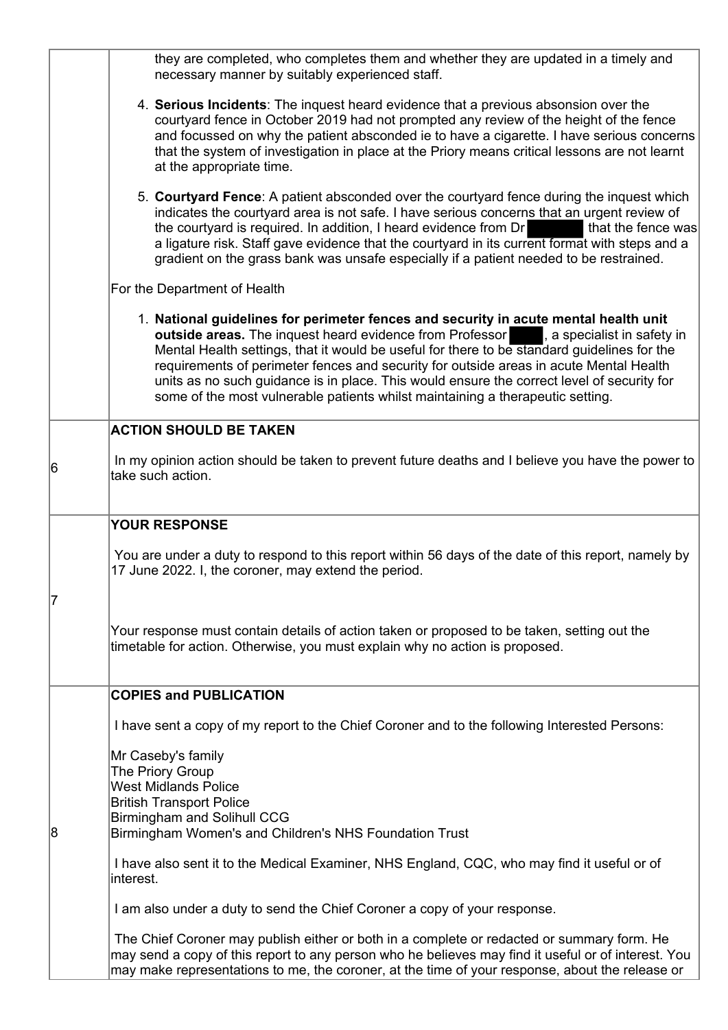| | |
|---|---|
| | they are completed, who completes them and whether they are updated in a timely and necessary manner by suitably experienced staff.<br><br>4. **Serious Incidents**: The inquest heard evidence that a previous absonsion over the courtyard fence in October 2019 had not prompted any review of the height of the fence and focussed on why the patient absconded ie to have a cigarette. I have serious concerns that the system of investigation in place at the Priory means critical lessons are not learnt at the appropriate time.<br><br>5. **Courtyard Fence**: A patient absconded over the courtyard fence during the inquest which indicates the courtyard area is not safe. I have serious concerns that an urgent review of the courtyard is required. In addition, I heard evidence from Dr [REDACTED] that the fence was a ligature risk. Staff gave evidence that the courtyard in its current format with steps and a gradient on the grass bank was unsafe especially if a patient needed to be restrained.<br><br>For the Department of Health<br><br>1. **National guidelines for perimeter fences and security in acute mental health unit outside areas.** The inquest heard evidence from Professor [REDACTED], a specialist in safety in Mental Health settings, that it would be useful for there to be standard guidelines for the requirements of perimeter fences and security for outside areas in acute Mental Health units as no such guidance is in place. This would ensure the correct level of security for some of the most vulnerable patients whilst maintaining a therapeutic setting. |
| 6 | **ACTION SHOULD BE TAKEN**<br><br>In my opinion action should be taken to prevent future deaths and I believe you have the power to take such action. |
| 7 | **YOUR RESPONSE**<br><br>You are under a duty to respond to this report within 56 days of the date of this report, namely by 17 June 2022. I, the coroner, may extend the period.<br><br>Your response must contain details of action taken or proposed to be taken, setting out the timetable for action. Otherwise, you must explain why no action is proposed. |
| 8 | **COPIES and PUBLICATION**<br><br>I have sent a copy of my report to the Chief Coroner and to the following Interested Persons:<br><br>Mr Caseby's family<br>The Priory Group<br>West Midlands Police<br>British Transport Police<br>Birmingham and Solihull CCG<br>Birmingham Women's and Children's NHS Foundation Trust<br><br>I have also sent it to the Medical Examiner, NHS England, CQC, who may find it useful or of interest.<br><br>I am also under a duty to send the Chief Coroner a copy of your response.<br><br>The Chief Coroner may publish either or both in a complete or redacted or summary form. He may send a copy of this report to any person who he believes may find it useful or of interest. You may make representations to me, the coroner, at the time of your response, about the release or |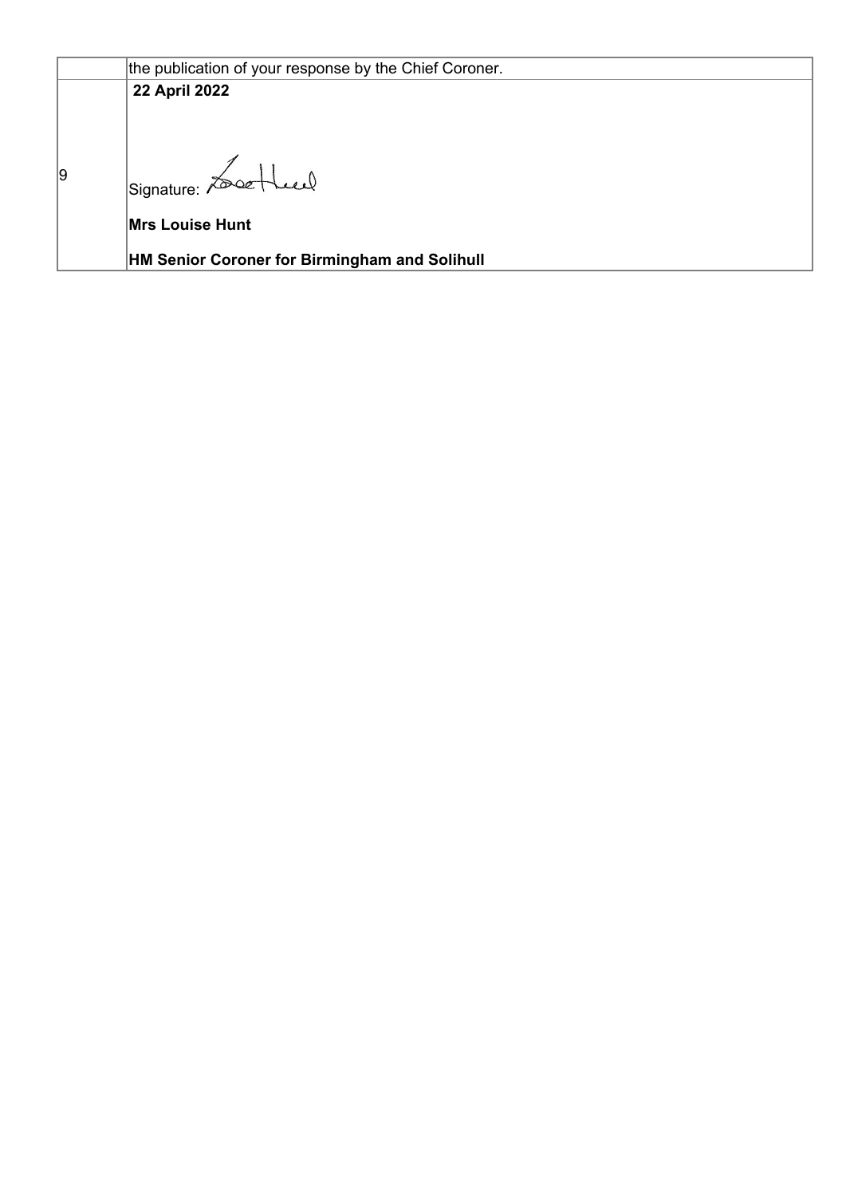| | |
|---|---|
| | the publication of your response by the Chief Coroner. |
| 9 | **22 April 2022**<br><br>Signature:<br><br>**Mrs Louise Hunt**<br><br>**HM Senior Coroner for Birmingham and Solihull** |